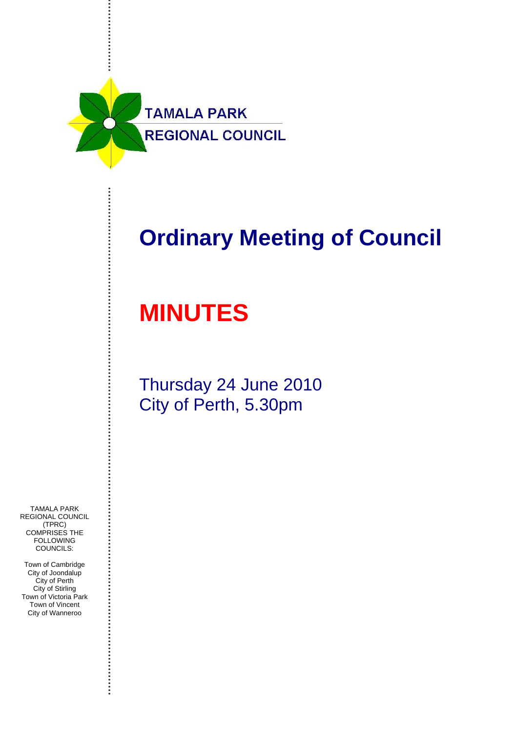TAMALA PARK
REGIONAL COUNCIL

# Ordinary Meeting of Council

# MINUTES

Thursday 24 June 2010
City of Perth, 5.30pm

TAMALA PARK REGIONAL COUNCIL (TPRC) COMPRISES THE FOLLOWING COUNCILS:

Town of Cambridge
City of Joondalup
City of Perth
City of Stirling
Town of Victoria Park
Town of Vincent
City of Wanneroo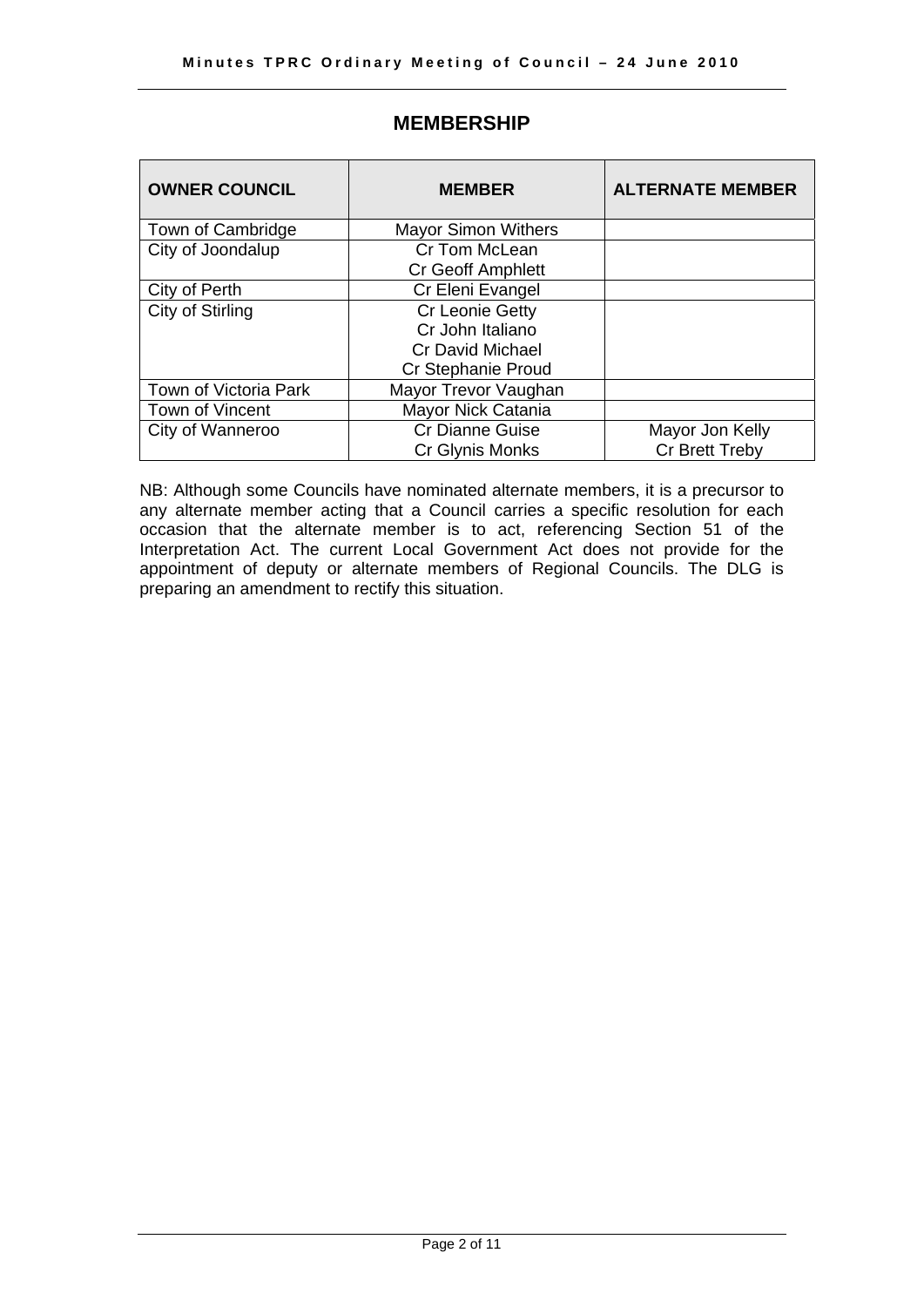## MEMBERSHIP

| OWNER COUNCIL | MEMBER | ALTERNATE MEMBER |
|---|---|---|
| Town of Cambridge | Mayor Simon Withers | |
| City of Joondalup | Cr Tom McLean<br>Cr Geoff Amphlett | |
| City of Perth | Cr Eleni Evangel | |
| City of Stirling | Cr Leonie Getty<br>Cr John Italiano<br>Cr David Michael<br>Cr Stephanie Proud | |
| Town of Victoria Park | Mayor Trevor Vaughan | |
| Town of Vincent | Mayor Nick Catania | |
| City of Wanneroo | Cr Dianne Guise<br>Cr Glynis Monks | Mayor Jon Kelly<br>Cr Brett Treby |

NB: Although some Councils have nominated alternate members, it is a precursor to any alternate member acting that a Council carries a specific resolution for each occasion that the alternate member is to act, referencing Section 51 of the Interpretation Act. The current Local Government Act does not provide for the appointment of deputy or alternate members of Regional Councils. The DLG is preparing an amendment to rectify this situation.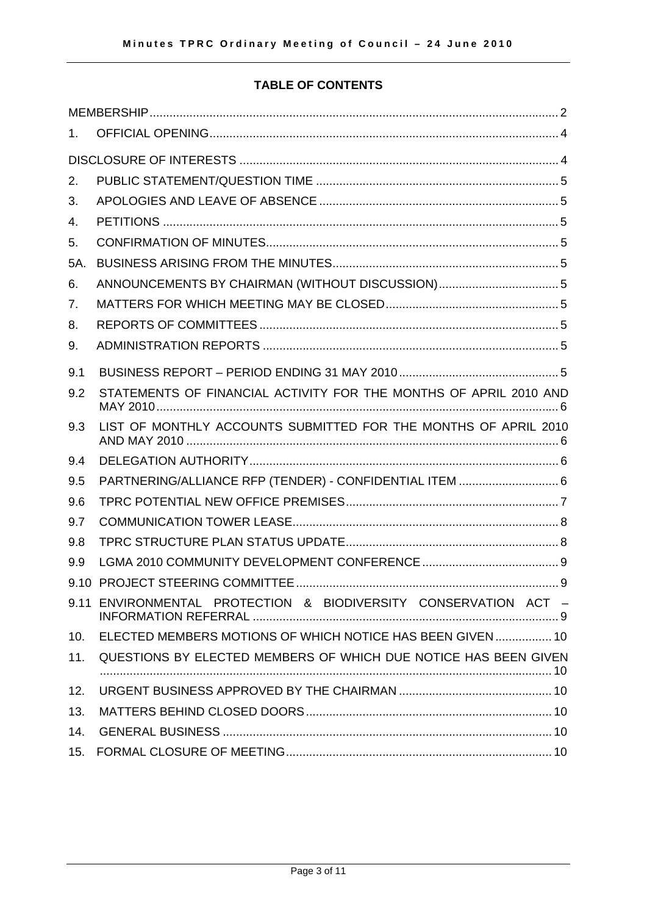## TABLE OF CONTENTS

| | | |
|---|---|---|
| MEMBERSHIP | | 2 |
| 1. | OFFICIAL OPENING | 4 |
| DISCLOSURE OF INTERESTS | | 4 |
| 2. | PUBLIC STATEMENT/QUESTION TIME | 5 |
| 3. | APOLOGIES AND LEAVE OF ABSENCE | 5 |
| 4. | PETITIONS | 5 |
| 5. | CONFIRMATION OF MINUTES | 5 |
| 5A. | BUSINESS ARISING FROM THE MINUTES | 5 |
| 6. | ANNOUNCEMENTS BY CHAIRMAN (WITHOUT DISCUSSION) | 5 |
| 7. | MATTERS FOR WHICH MEETING MAY BE CLOSED | 5 |
| 8. | REPORTS OF COMMITTEES | 5 |
| 9. | ADMINISTRATION REPORTS | 5 |
| 9.1 | BUSINESS REPORT – PERIOD ENDING 31 MAY 2010 | 5 |
| 9.2 | STATEMENTS OF FINANCIAL ACTIVITY FOR THE MONTHS OF APRIL 2010 AND MAY 2010 | 6 |
| 9.3 | LIST OF MONTHLY ACCOUNTS SUBMITTED FOR THE MONTHS OF APRIL 2010 AND MAY 2010 | 6 |
| 9.4 | DELEGATION AUTHORITY | 6 |
| 9.5 | PARTNERING/ALLIANCE RFP (TENDER) - CONFIDENTIAL ITEM | 6 |
| 9.6 | TPRC POTENTIAL NEW OFFICE PREMISES | 7 |
| 9.7 | COMMUNICATION TOWER LEASE | 8 |
| 9.8 | TPRC STRUCTURE PLAN STATUS UPDATE | 8 |
| 9.9 | LGMA 2010 COMMUNITY DEVELOPMENT CONFERENCE | 9 |
| 9.10 | PROJECT STEERING COMMITTEE | 9 |
| 9.11 | ENVIRONMENTAL PROTECTION & BIODIVERSITY CONSERVATION ACT – INFORMATION REFERRAL | 9 |
| 10. | ELECTED MEMBERS MOTIONS OF WHICH NOTICE HAS BEEN GIVEN | 10 |
| 11. | QUESTIONS BY ELECTED MEMBERS OF WHICH DUE NOTICE HAS BEEN GIVEN | 10 |
| 12. | URGENT BUSINESS APPROVED BY THE CHAIRMAN | 10 |
| 13. | MATTERS BEHIND CLOSED DOORS | 10 |
| 14. | GENERAL BUSINESS | 10 |
| 15. | FORMAL CLOSURE OF MEETING | 10 |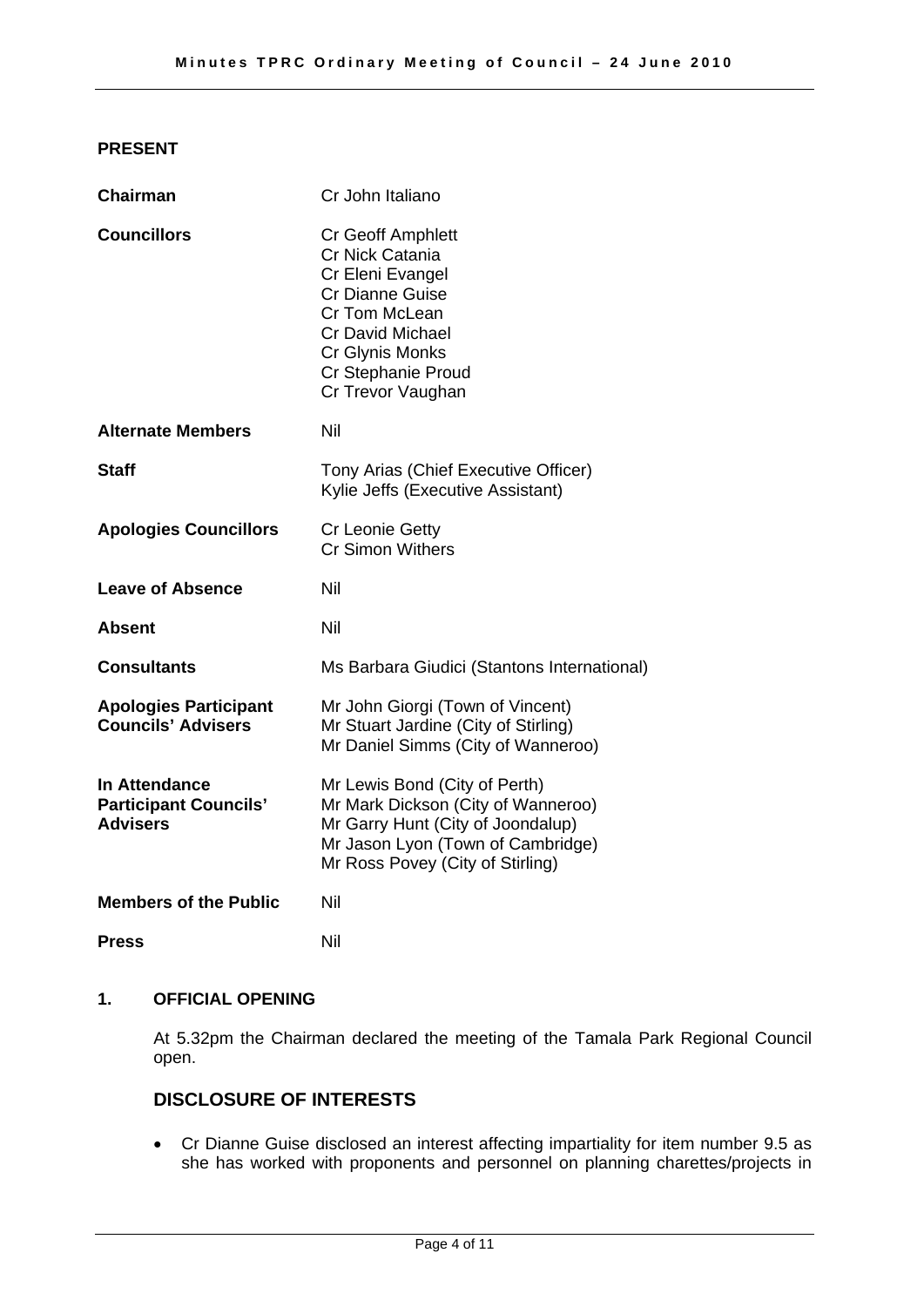## PRESENT

| | |
|---|---|
| **Chairman** | Cr John Italiano |
| **Councillors** | Cr Geoff Amphlett<br>Cr Nick Catania<br>Cr Eleni Evangel<br>Cr Dianne Guise<br>Cr Tom McLean<br>Cr David Michael<br>Cr Glynis Monks<br>Cr Stephanie Proud<br>Cr Trevor Vaughan |
| **Alternate Members** | Nil |
| **Staff** | Tony Arias (Chief Executive Officer)<br>Kylie Jeffs (Executive Assistant) |
| **Apologies Councillors** | Cr Leonie Getty<br>Cr Simon Withers |
| **Leave of Absence** | Nil |
| **Absent** | Nil |
| **Consultants** | Ms Barbara Giudici (Stantons International) |
| **Apologies Participant Councils' Advisers** | Mr John Giorgi (Town of Vincent)<br>Mr Stuart Jardine (City of Stirling)<br>Mr Daniel Simms (City of Wanneroo) |
| **In Attendance Participant Councils' Advisers** | Mr Lewis Bond (City of Perth)<br>Mr Mark Dickson (City of Wanneroo)<br>Mr Garry Hunt (City of Joondalup)<br>Mr Jason Lyon (Town of Cambridge)<br>Mr Ross Povey (City of Stirling) |
| **Members of the Public** | Nil |
| **Press** | Nil |

## 1. OFFICIAL OPENING

At 5.32pm the Chairman declared the meeting of the Tamala Park Regional Council open.

## DISCLOSURE OF INTERESTS

- Cr Dianne Guise disclosed an interest affecting impartiality for item number 9.5 as she has worked with proponents and personnel on planning charettes/projects in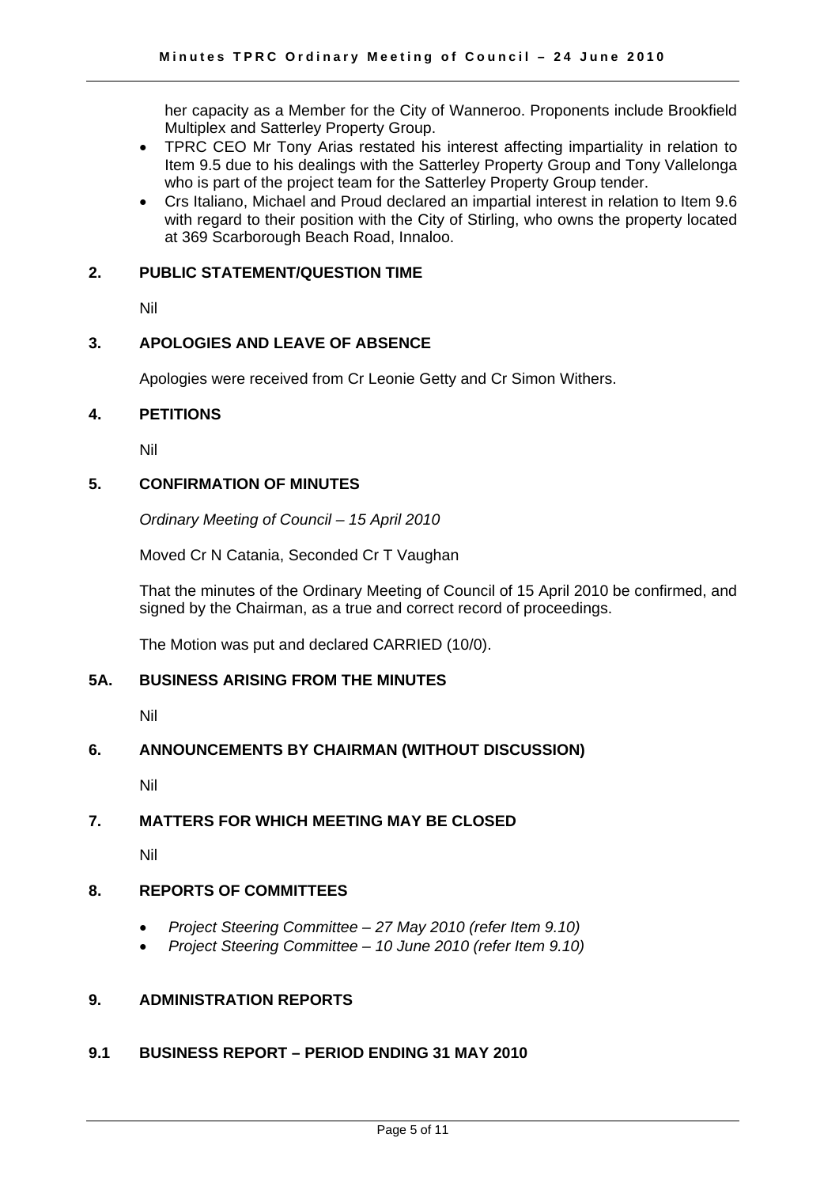her capacity as a Member for the City of Wanneroo. Proponents include Brookfield Multiplex and Satterley Property Group.

- TPRC CEO Mr Tony Arias restated his interest affecting impartiality in relation to Item 9.5 due to his dealings with the Satterley Property Group and Tony Vallelonga who is part of the project team for the Satterley Property Group tender.
- Crs Italiano, Michael and Proud declared an impartial interest in relation to Item 9.6 with regard to their position with the City of Stirling, who owns the property located at 369 Scarborough Beach Road, Innaloo.

## 2. PUBLIC STATEMENT/QUESTION TIME

Nil

## 3. APOLOGIES AND LEAVE OF ABSENCE

Apologies were received from Cr Leonie Getty and Cr Simon Withers.

## 4. PETITIONS

Nil

## 5. CONFIRMATION OF MINUTES

*Ordinary Meeting of Council – 15 April 2010*

Moved Cr N Catania, Seconded Cr T Vaughan

That the minutes of the Ordinary Meeting of Council of 15 April 2010 be confirmed, and signed by the Chairman, as a true and correct record of proceedings.

The Motion was put and declared CARRIED (10/0).

## 5A. BUSINESS ARISING FROM THE MINUTES

Nil

## 6. ANNOUNCEMENTS BY CHAIRMAN (WITHOUT DISCUSSION)

Nil

## 7. MATTERS FOR WHICH MEETING MAY BE CLOSED

Nil

## 8. REPORTS OF COMMITTEES

- *Project Steering Committee – 27 May 2010 (refer Item 9.10)*
- *Project Steering Committee – 10 June 2010 (refer Item 9.10)*

## 9. ADMINISTRATION REPORTS

### 9.1 BUSINESS REPORT – PERIOD ENDING 31 MAY 2010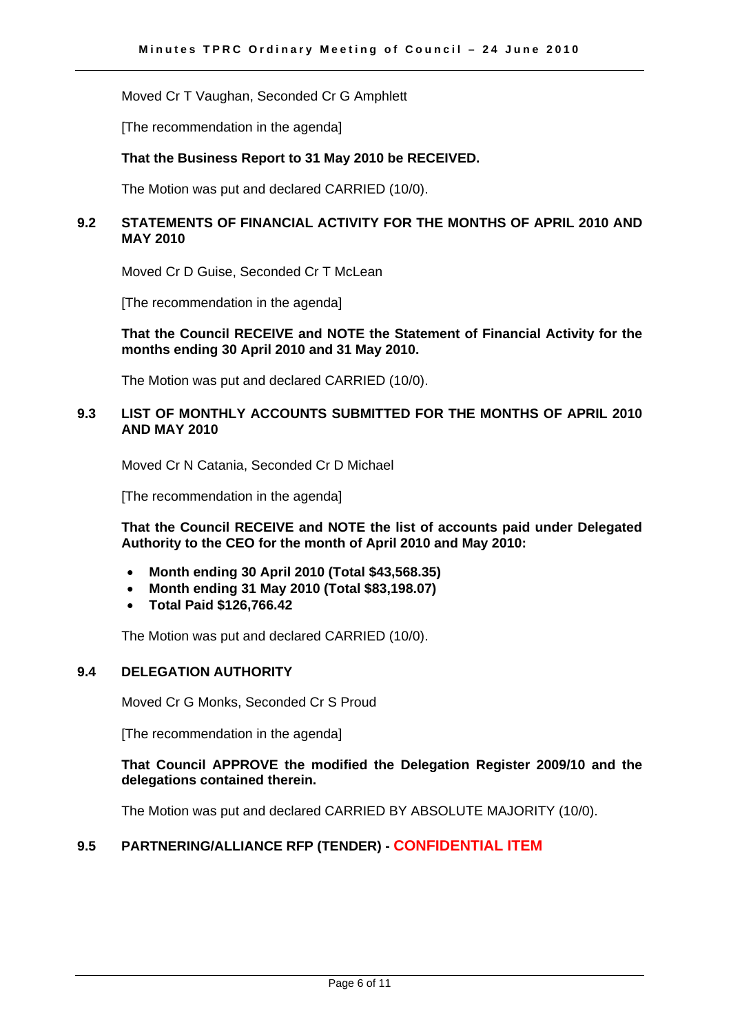Moved Cr T Vaughan, Seconded Cr G Amphlett

[The recommendation in the agenda]

**That the Business Report to 31 May 2010 be RECEIVED.**

The Motion was put and declared CARRIED (10/0).

### 9.2 STATEMENTS OF FINANCIAL ACTIVITY FOR THE MONTHS OF APRIL 2010 AND MAY 2010

Moved Cr D Guise, Seconded Cr T McLean

[The recommendation in the agenda]

**That the Council RECEIVE and NOTE the Statement of Financial Activity for the months ending 30 April 2010 and 31 May 2010.**

The Motion was put and declared CARRIED (10/0).

### 9.3 LIST OF MONTHLY ACCOUNTS SUBMITTED FOR THE MONTHS OF APRIL 2010 AND MAY 2010

Moved Cr N Catania, Seconded Cr D Michael

[The recommendation in the agenda]

**That the Council RECEIVE and NOTE the list of accounts paid under Delegated Authority to the CEO for the month of April 2010 and May 2010:**

- **Month ending 30 April 2010 (Total $43,568.35)**
- **Month ending 31 May 2010 (Total $83,198.07)**
- **Total Paid $126,766.42**

The Motion was put and declared CARRIED (10/0).

### 9.4 DELEGATION AUTHORITY

Moved Cr G Monks, Seconded Cr S Proud

[The recommendation in the agenda]

**That Council APPROVE the modified the Delegation Register 2009/10 and the delegations contained therein.**

The Motion was put and declared CARRIED BY ABSOLUTE MAJORITY (10/0).

### 9.5 PARTNERING/ALLIANCE RFP (TENDER) - CONFIDENTIAL ITEM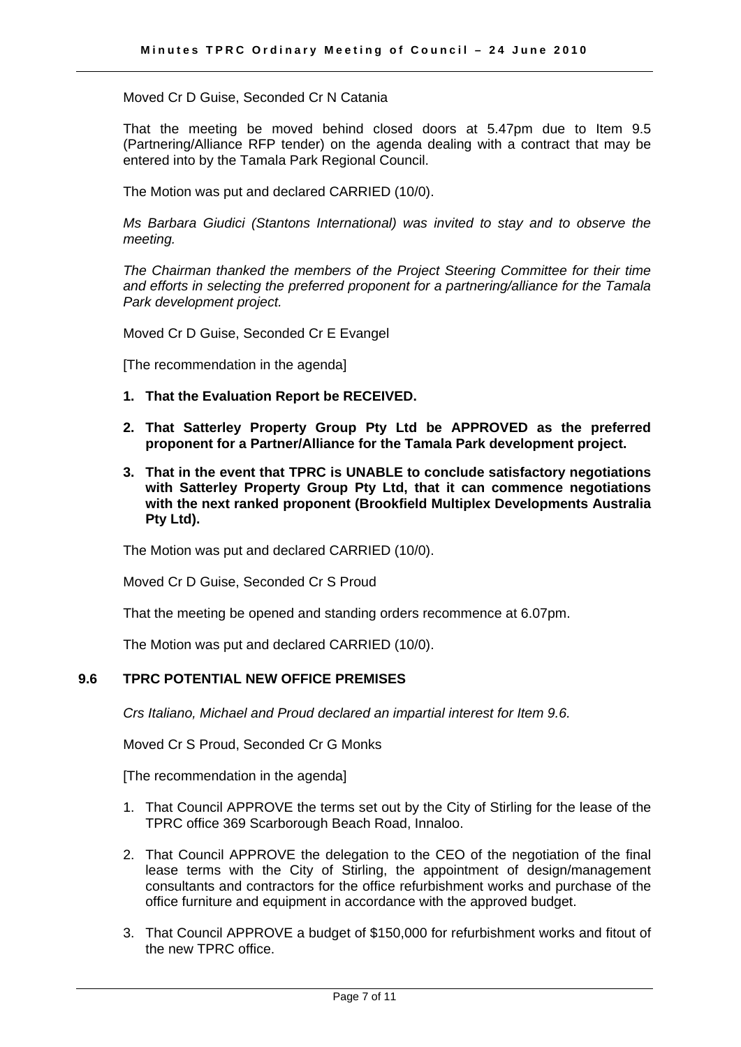Moved Cr D Guise, Seconded Cr N Catania

That the meeting be moved behind closed doors at 5.47pm due to Item 9.5 (Partnering/Alliance RFP tender) on the agenda dealing with a contract that may be entered into by the Tamala Park Regional Council.

The Motion was put and declared CARRIED (10/0).

*Ms Barbara Giudici (Stantons International) was invited to stay and to observe the meeting.*

*The Chairman thanked the members of the Project Steering Committee for their time and efforts in selecting the preferred proponent for a partnering/alliance for the Tamala Park development project.*

Moved Cr D Guise, Seconded Cr E Evangel

[The recommendation in the agenda]

1. **That the Evaluation Report be RECEIVED.**
2. **That Satterley Property Group Pty Ltd be APPROVED as the preferred proponent for a Partner/Alliance for the Tamala Park development project.**
3. **That in the event that TPRC is UNABLE to conclude satisfactory negotiations with Satterley Property Group Pty Ltd, that it can commence negotiations with the next ranked proponent (Brookfield Multiplex Developments Australia Pty Ltd).**

The Motion was put and declared CARRIED (10/0).

Moved Cr D Guise, Seconded Cr S Proud

That the meeting be opened and standing orders recommence at 6.07pm.

The Motion was put and declared CARRIED (10/0).

### 9.6 TPRC POTENTIAL NEW OFFICE PREMISES

*Crs Italiano, Michael and Proud declared an impartial interest for Item 9.6.*

Moved Cr S Proud, Seconded Cr G Monks

[The recommendation in the agenda]

1. That Council APPROVE the terms set out by the City of Stirling for the lease of the TPRC office 369 Scarborough Beach Road, Innaloo.
2. That Council APPROVE the delegation to the CEO of the negotiation of the final lease terms with the City of Stirling, the appointment of design/management consultants and contractors for the office refurbishment works and purchase of the office furniture and equipment in accordance with the approved budget.
3. That Council APPROVE a budget of $150,000 for refurbishment works and fitout of the new TPRC office.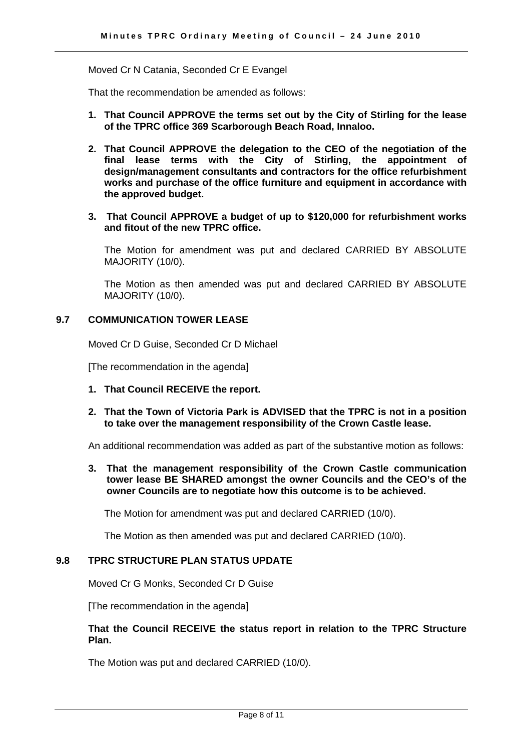Moved Cr N Catania, Seconded Cr E Evangel

That the recommendation be amended as follows:

1. **That Council APPROVE the terms set out by the City of Stirling for the lease of the TPRC office 369 Scarborough Beach Road, Innaloo.**

2. **That Council APPROVE the delegation to the CEO of the negotiation of the final lease terms with the City of Stirling, the appointment of design/management consultants and contractors for the office refurbishment works and purchase of the office furniture and equipment in accordance with the approved budget.**

3. **That Council APPROVE a budget of up to $120,000 for refurbishment works and fitout of the new TPRC office.**

The Motion for amendment was put and declared CARRIED BY ABSOLUTE MAJORITY (10/0).

The Motion as then amended was put and declared CARRIED BY ABSOLUTE MAJORITY (10/0).

## 9.7 COMMUNICATION TOWER LEASE

Moved Cr D Guise, Seconded Cr D Michael

[The recommendation in the agenda]

1. **That Council RECEIVE the report.**

2. **That the Town of Victoria Park is ADVISED that the TPRC is not in a position to take over the management responsibility of the Crown Castle lease.**

An additional recommendation was added as part of the substantive motion as follows:

3. **That the management responsibility of the Crown Castle communication tower lease BE SHARED amongst the owner Councils and the CEO's of the owner Councils are to negotiate how this outcome is to be achieved.**

The Motion for amendment was put and declared CARRIED (10/0).

The Motion as then amended was put and declared CARRIED (10/0).

## 9.8 TPRC STRUCTURE PLAN STATUS UPDATE

Moved Cr G Monks, Seconded Cr D Guise

[The recommendation in the agenda]

**That the Council RECEIVE the status report in relation to the TPRC Structure Plan.**

The Motion was put and declared CARRIED (10/0).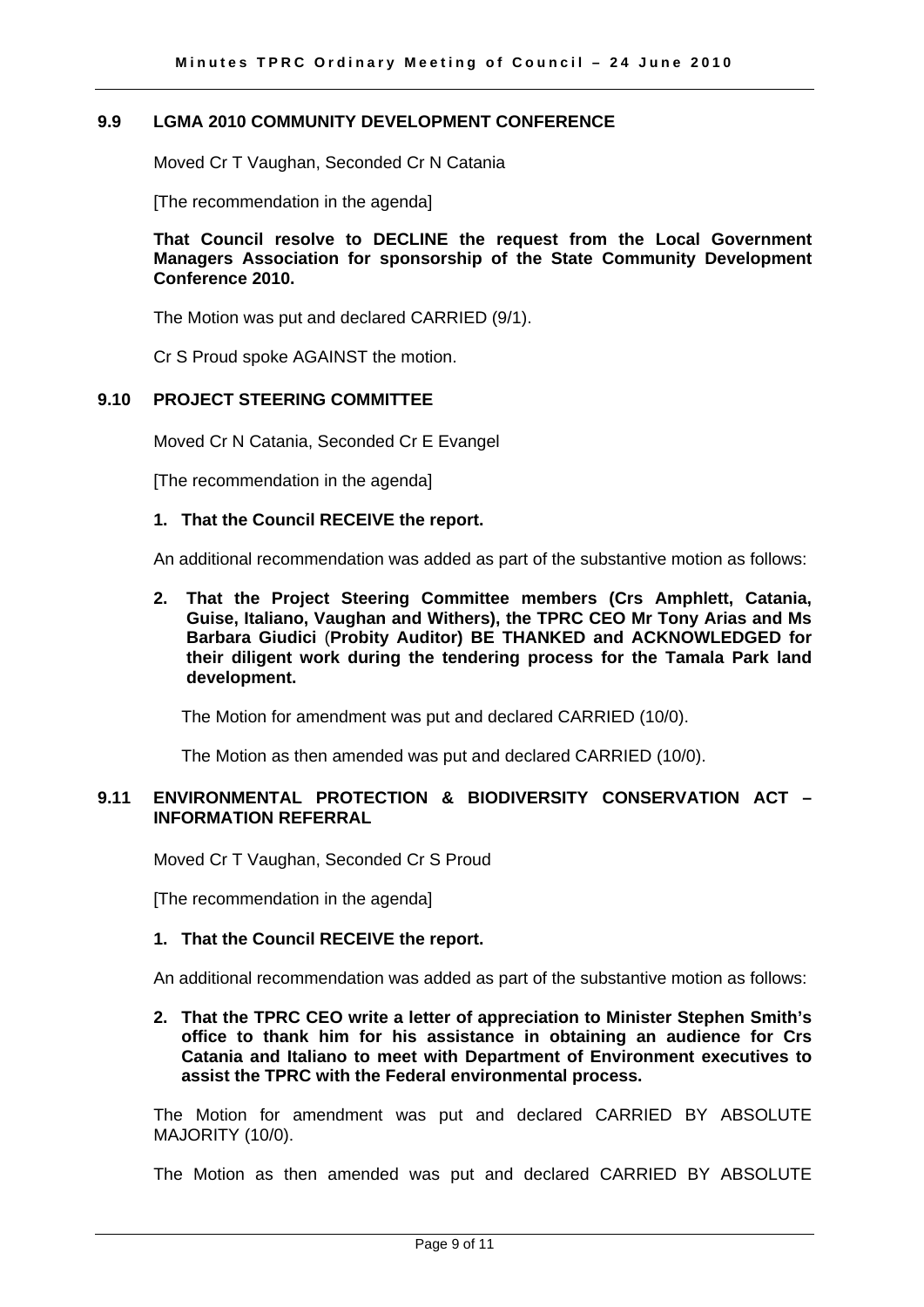### 9.9 LGMA 2010 COMMUNITY DEVELOPMENT CONFERENCE

Moved Cr T Vaughan, Seconded Cr N Catania

[The recommendation in the agenda]

**That Council resolve to DECLINE the request from the Local Government Managers Association for sponsorship of the State Community Development Conference 2010.**

The Motion was put and declared CARRIED (9/1).

Cr S Proud spoke AGAINST the motion.

### 9.10 PROJECT STEERING COMMITTEE

Moved Cr N Catania, Seconded Cr E Evangel

[The recommendation in the agenda]

1. **That the Council RECEIVE the report.**

An additional recommendation was added as part of the substantive motion as follows:

2. **That the Project Steering Committee members (Crs Amphlett, Catania, Guise, Italiano, Vaughan and Withers), the TPRC CEO Mr Tony Arias and Ms Barbara Giudici (Probity Auditor) BE THANKED and ACKNOWLEDGED for their diligent work during the tendering process for the Tamala Park land development.**

   The Motion for amendment was put and declared CARRIED (10/0).

   The Motion as then amended was put and declared CARRIED (10/0).

### 9.11 ENVIRONMENTAL PROTECTION & BIODIVERSITY CONSERVATION ACT – INFORMATION REFERRAL

Moved Cr T Vaughan, Seconded Cr S Proud

[The recommendation in the agenda]

1. **That the Council RECEIVE the report.**

An additional recommendation was added as part of the substantive motion as follows:

2. **That the TPRC CEO write a letter of appreciation to Minister Stephen Smith's office to thank him for his assistance in obtaining an audience for Crs Catania and Italiano to meet with Department of Environment executives to assist the TPRC with the Federal environmental process.**

The Motion for amendment was put and declared CARRIED BY ABSOLUTE MAJORITY (10/0).

The Motion as then amended was put and declared CARRIED BY ABSOLUTE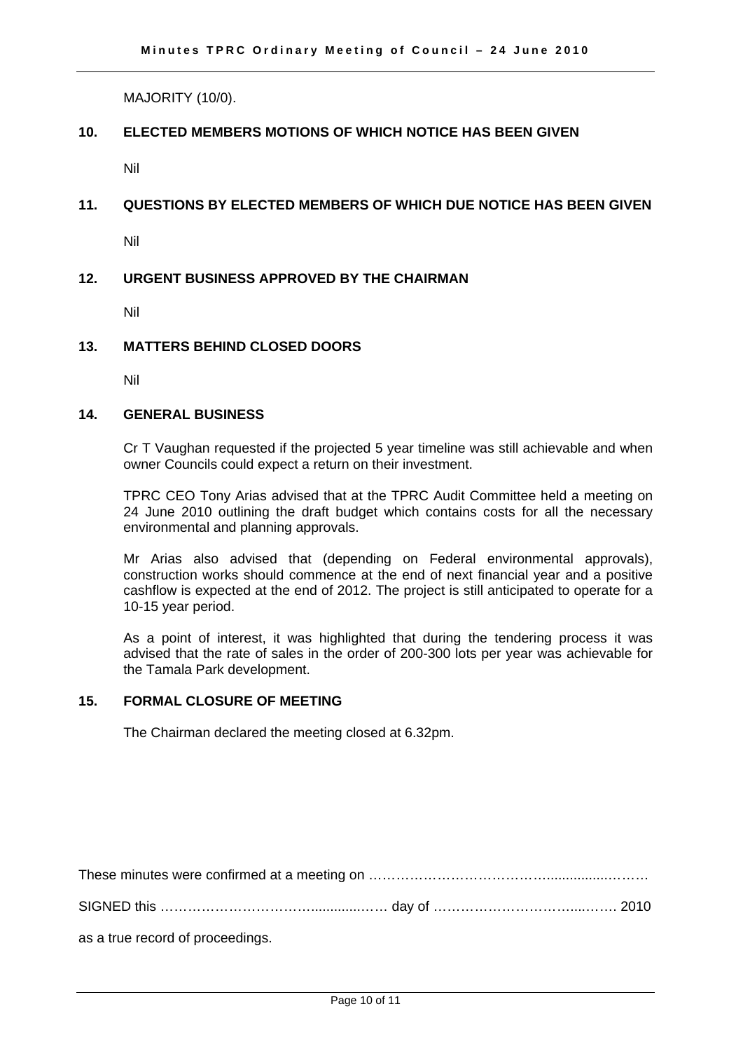MAJORITY (10/0).

## 10. ELECTED MEMBERS MOTIONS OF WHICH NOTICE HAS BEEN GIVEN

Nil

## 11. QUESTIONS BY ELECTED MEMBERS OF WHICH DUE NOTICE HAS BEEN GIVEN

Nil

## 12. URGENT BUSINESS APPROVED BY THE CHAIRMAN

Nil

## 13. MATTERS BEHIND CLOSED DOORS

Nil

## 14. GENERAL BUSINESS

Cr T Vaughan requested if the projected 5 year timeline was still achievable and when owner Councils could expect a return on their investment.

TPRC CEO Tony Arias advised that at the TPRC Audit Committee held a meeting on 24 June 2010 outlining the draft budget which contains costs for all the necessary environmental and planning approvals.

Mr Arias also advised that (depending on Federal environmental approvals), construction works should commence at the end of next financial year and a positive cashflow is expected at the end of 2012. The project is still anticipated to operate for a 10-15 year period.

As a point of interest, it was highlighted that during the tendering process it was advised that the rate of sales in the order of 200-300 lots per year was achievable for the Tamala Park development.

## 15. FORMAL CLOSURE OF MEETING

The Chairman declared the meeting closed at 6.32pm.

These minutes were confirmed at a meeting on ……………………………………................………

SIGNED this ………………………………...........…… day of ……………………………...……. 2010

as a true record of proceedings.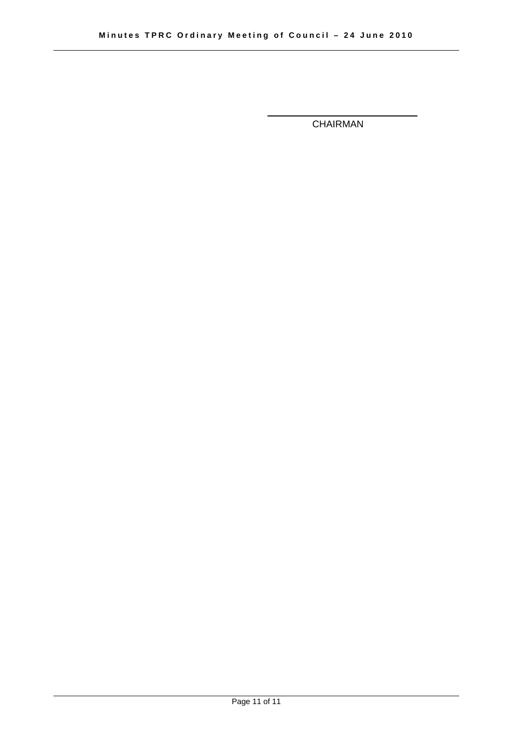\_\_\_\_\_\_\_\_\_\_\_\_\_\_\_\_\_\_\_\_\_\_\_\_\_\_\_\_\_\_

CHAIRMAN